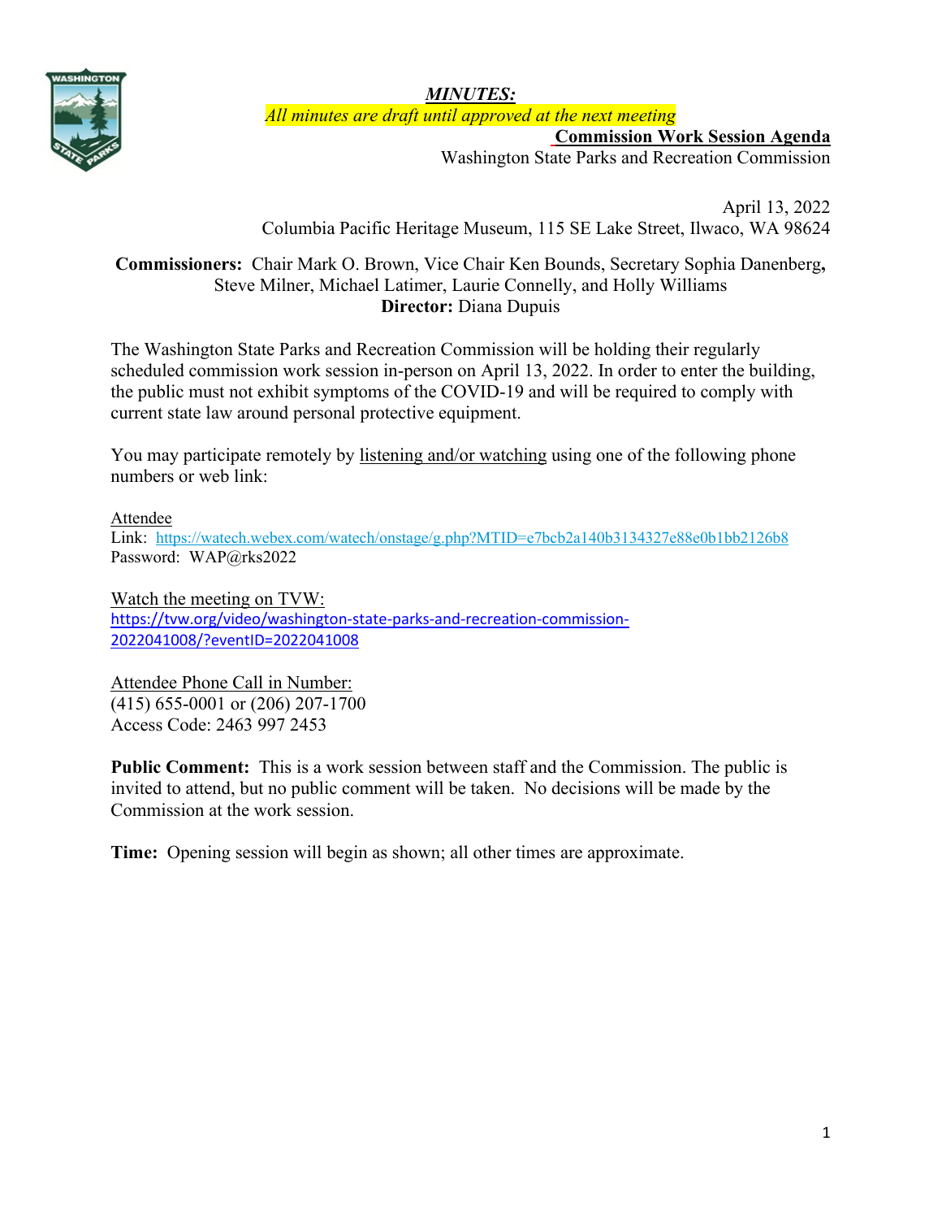***MINUTES:***

*All minutes are draft until approved at the next meeting*

**Commission Work Session Agenda**

Washington State Parks and Recreation Commission

April 13, 2022

Columbia Pacific Heritage Museum, 115 SE Lake Street, Ilwaco, WA 98624

**Commissioners:** Chair Mark O. Brown, Vice Chair Ken Bounds, Secretary Sophia Danenberg**,** Steve Milner, Michael Latimer, Laurie Connelly, and Holly Williams

**Director:** Diana Dupuis

The Washington State Parks and Recreation Commission will be holding their regularly scheduled commission work session in-person on April 13, 2022. In order to enter the building, the public must not exhibit symptoms of the COVID-19 and will be required to comply with current state law around personal protective equipment.

You may participate remotely by listening and/or watching using one of the following phone numbers or web link:

Attendee

Link: https://watech.webex.com/watech/onstage/g.php?MTID=e7bcb2a140b3134327e88e0b1bb2126b8

Password: WAP@rks2022

Watch the meeting on TVW:

https://tvw.org/video/washington-state-parks-and-recreation-commission-2022041008/?eventID=2022041008

Attendee Phone Call in Number:

(415) 655-0001 or (206) 207-1700

Access Code: 2463 997 2453

**Public Comment:** This is a work session between staff and the Commission. The public is invited to attend, but no public comment will be taken. No decisions will be made by the Commission at the work session.

**Time:** Opening session will begin as shown; all other times are approximate.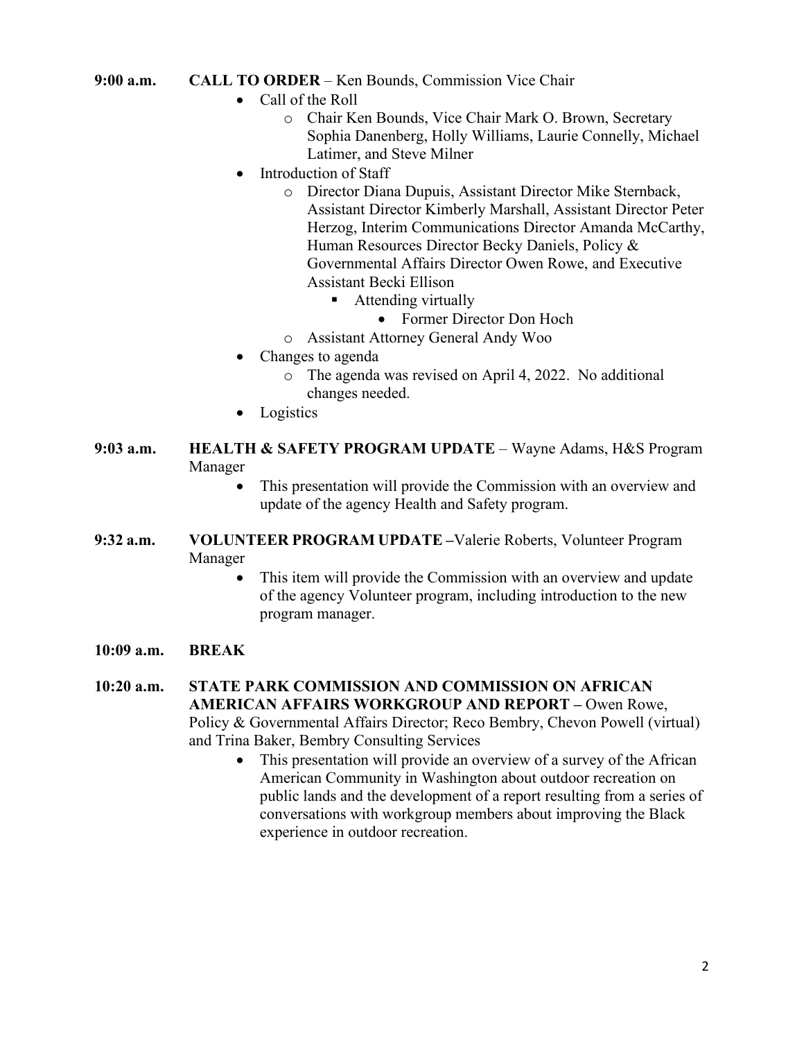**9:00 a.m.** **CALL TO ORDER** – Ken Bounds, Commission Vice Chair

- Call of the Roll
  - Chair Ken Bounds, Vice Chair Mark O. Brown, Secretary Sophia Danenberg, Holly Williams, Laurie Connelly, Michael Latimer, and Steve Milner
- Introduction of Staff
  - Director Diana Dupuis, Assistant Director Mike Sternback, Assistant Director Kimberly Marshall, Assistant Director Peter Herzog, Interim Communications Director Amanda McCarthy, Human Resources Director Becky Daniels, Policy & Governmental Affairs Director Owen Rowe, and Executive Assistant Becki Ellison
    - Attending virtually
      - Former Director Don Hoch
  - Assistant Attorney General Andy Woo
- Changes to agenda
  - The agenda was revised on April 4, 2022. No additional changes needed.
- Logistics

**9:03 a.m.** **HEALTH & SAFETY PROGRAM UPDATE** – Wayne Adams, H&S Program Manager

- This presentation will provide the Commission with an overview and update of the agency Health and Safety program.

**9:32 a.m.** **VOLUNTEER PROGRAM UPDATE –**Valerie Roberts, Volunteer Program Manager

- This item will provide the Commission with an overview and update of the agency Volunteer program, including introduction to the new program manager.

**10:09 a.m.** **BREAK**

**10:20 a.m.** **STATE PARK COMMISSION AND COMMISSION ON AFRICAN AMERICAN AFFAIRS WORKGROUP AND REPORT –** Owen Rowe, Policy & Governmental Affairs Director; Reco Bembry, Chevon Powell (virtual) and Trina Baker, Bembry Consulting Services

- This presentation will provide an overview of a survey of the African American Community in Washington about outdoor recreation on public lands and the development of a report resulting from a series of conversations with workgroup members about improving the Black experience in outdoor recreation.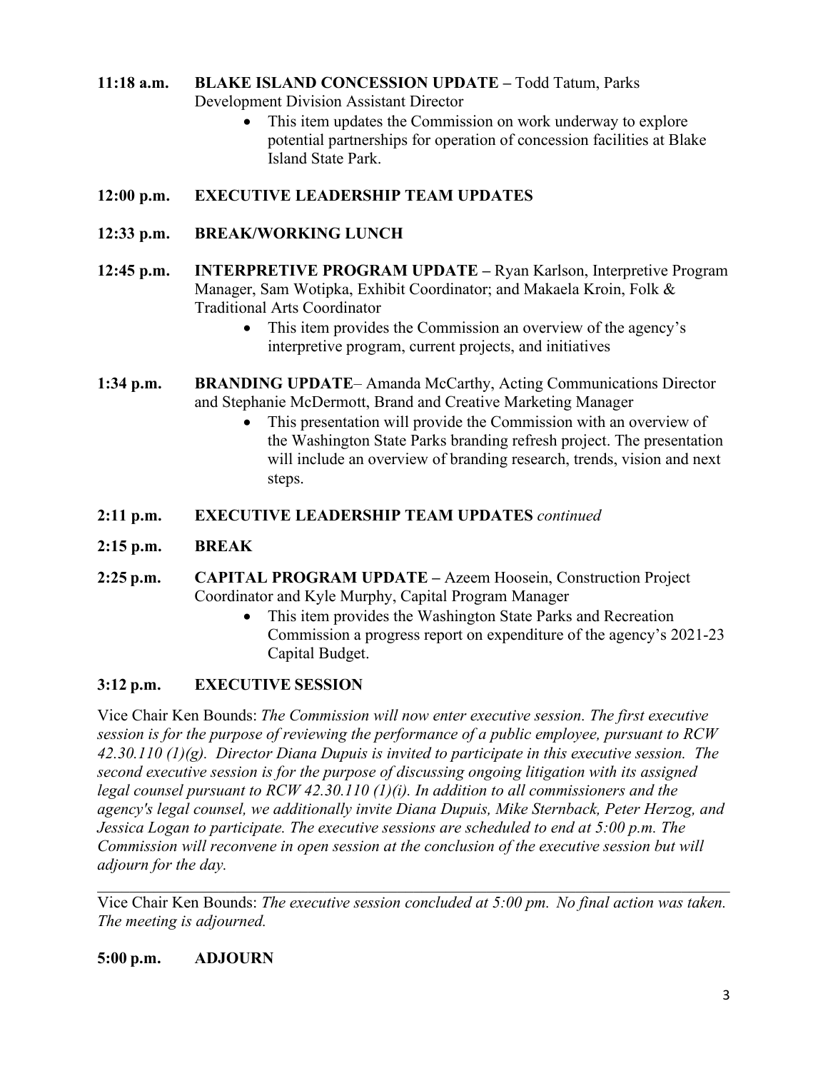**11:18 a.m.** **BLAKE ISLAND CONCESSION UPDATE –** Todd Tatum, Parks Development Division Assistant Director

- This item updates the Commission on work underway to explore potential partnerships for operation of concession facilities at Blake Island State Park.

**12:00 p.m.** **EXECUTIVE LEADERSHIP TEAM UPDATES**

**12:33 p.m.** **BREAK/WORKING LUNCH**

**12:45 p.m.** **INTERPRETIVE PROGRAM UPDATE –** Ryan Karlson, Interpretive Program Manager, Sam Wotipka, Exhibit Coordinator; and Makaela Kroin, Folk & Traditional Arts Coordinator

- This item provides the Commission an overview of the agency's interpretive program, current projects, and initiatives

**1:34 p.m.** **BRANDING UPDATE**– Amanda McCarthy, Acting Communications Director and Stephanie McDermott, Brand and Creative Marketing Manager

- This presentation will provide the Commission with an overview of the Washington State Parks branding refresh project. The presentation will include an overview of branding research, trends, vision and next steps.

**2:11 p.m.** **EXECUTIVE LEADERSHIP TEAM UPDATES** *continued*

**2:15 p.m.** **BREAK**

**2:25 p.m.** **CAPITAL PROGRAM UPDATE –** Azeem Hoosein, Construction Project Coordinator and Kyle Murphy, Capital Program Manager

- This item provides the Washington State Parks and Recreation Commission a progress report on expenditure of the agency's 2021-23 Capital Budget.

**3:12 p.m.** **EXECUTIVE SESSION**

Vice Chair Ken Bounds: *The Commission will now enter executive session. The first executive session is for the purpose of reviewing the performance of a public employee, pursuant to RCW 42.30.110 (1)(g). Director Diana Dupuis is invited to participate in this executive session. The second executive session is for the purpose of discussing ongoing litigation with its assigned legal counsel pursuant to RCW 42.30.110 (1)(i). In addition to all commissioners and the agency's legal counsel, we additionally invite Diana Dupuis, Mike Sternback, Peter Herzog, and Jessica Logan to participate. The executive sessions are scheduled to end at 5:00 p.m. The Commission will reconvene in open session at the conclusion of the executive session but will adjourn for the day.*

---

Vice Chair Ken Bounds: *The executive session concluded at 5:00 pm. No final action was taken. The meeting is adjourned.*

**5:00 p.m.** **ADJOURN**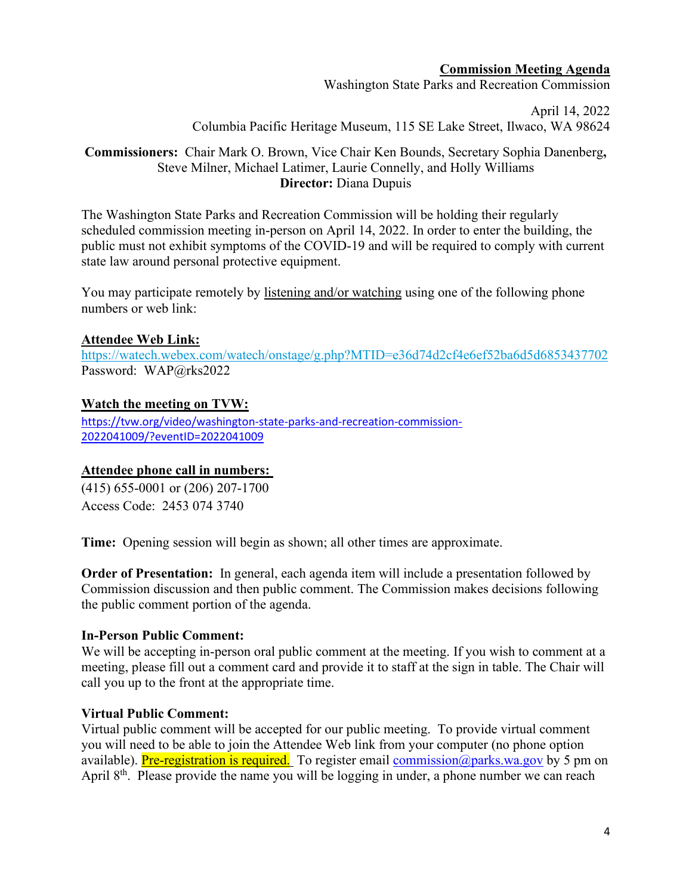**Commission Meeting Agenda**

Washington State Parks and Recreation Commission

April 14, 2022

Columbia Pacific Heritage Museum, 115 SE Lake Street, Ilwaco, WA 98624

**Commissioners:** Chair Mark O. Brown, Vice Chair Ken Bounds, Secretary Sophia Danenberg**,** Steve Milner, Michael Latimer, Laurie Connelly, and Holly Williams

**Director:** Diana Dupuis

The Washington State Parks and Recreation Commission will be holding their regularly scheduled commission meeting in-person on April 14, 2022. In order to enter the building, the public must not exhibit symptoms of the COVID-19 and will be required to comply with current state law around personal protective equipment.

You may participate remotely by listening and/or watching using one of the following phone numbers or web link:

**Attendee Web Link:**

https://watech.webex.com/watech/onstage/g.php?MTID=e36d74d2cf4e6ef52ba6d5d6853437702

Password: WAP@rks2022

**Watch the meeting on TVW:**

https://tvw.org/video/washington-state-parks-and-recreation-commission-2022041009/?eventID=2022041009

**Attendee phone call in numbers:**

(415) 655-0001 or (206) 207-1700

Access Code: 2453 074 3740

**Time:** Opening session will begin as shown; all other times are approximate.

**Order of Presentation:** In general, each agenda item will include a presentation followed by Commission discussion and then public comment. The Commission makes decisions following the public comment portion of the agenda.

**In-Person Public Comment:**

We will be accepting in-person oral public comment at the meeting. If you wish to comment at a meeting, please fill out a comment card and provide it to staff at the sign in table. The Chair will call you up to the front at the appropriate time.

**Virtual Public Comment:**

Virtual public comment will be accepted for our public meeting. To provide virtual comment you will need to be able to join the Attendee Web link from your computer (no phone option available). Pre-registration is required. To register email commission@parks.wa.gov by 5 pm on April 8th. Please provide the name you will be logging in under, a phone number we can reach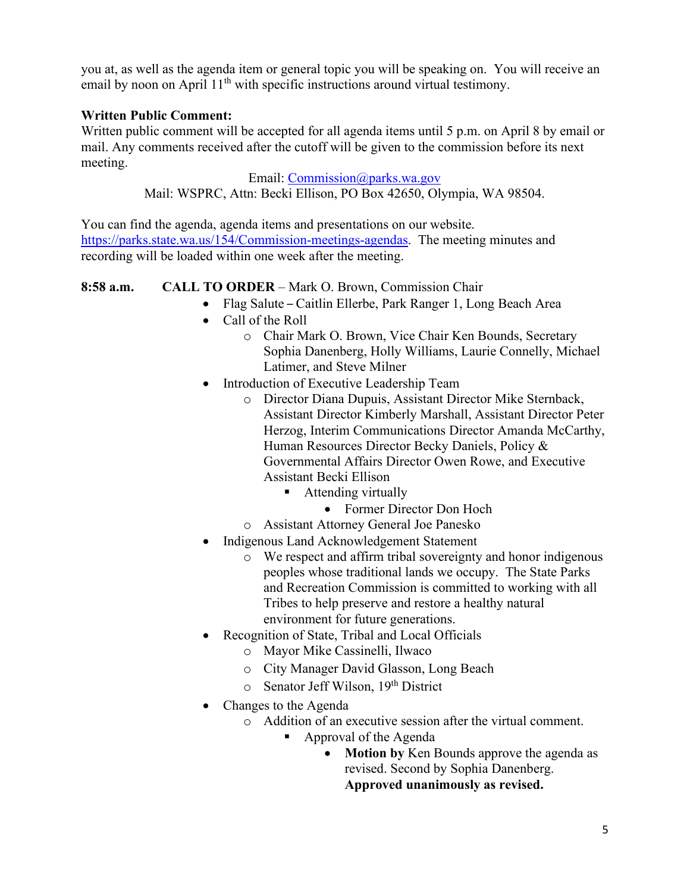you at, as well as the agenda item or general topic you will be speaking on. You will receive an email by noon on April 11th with specific instructions around virtual testimony.

**Written Public Comment:**
Written public comment will be accepted for all agenda items until 5 p.m. on April 8 by email or mail. Any comments received after the cutoff will be given to the commission before its next meeting.

Email: [Commission@parks.wa.gov](mailto:Commission@parks.wa.gov)
Mail: WSPRC, Attn: Becki Ellison, PO Box 42650, Olympia, WA 98504.

You can find the agenda, agenda items and presentations on our website. [https://parks.state.wa.us/154/Commission-meetings-agendas](https://parks.state.wa.us/154/Commission-meetings-agendas). The meeting minutes and recording will be loaded within one week after the meeting.

**8:58 a.m.** **CALL TO ORDER** – Mark O. Brown, Commission Chair

- Flag Salute – Caitlin Ellerbe, Park Ranger 1, Long Beach Area
- Call of the Roll
  - Chair Mark O. Brown, Vice Chair Ken Bounds, Secretary Sophia Danenberg, Holly Williams, Laurie Connelly, Michael Latimer, and Steve Milner
- Introduction of Executive Leadership Team
  - Director Diana Dupuis, Assistant Director Mike Sternback, Assistant Director Kimberly Marshall, Assistant Director Peter Herzog, Interim Communications Director Amanda McCarthy, Human Resources Director Becky Daniels, Policy & Governmental Affairs Director Owen Rowe, and Executive Assistant Becki Ellison
    - Attending virtually
      - Former Director Don Hoch
  - Assistant Attorney General Joe Panesko
- Indigenous Land Acknowledgement Statement
  - We respect and affirm tribal sovereignty and honor indigenous peoples whose traditional lands we occupy. The State Parks and Recreation Commission is committed to working with all Tribes to help preserve and restore a healthy natural environment for future generations.
- Recognition of State, Tribal and Local Officials
  - Mayor Mike Cassinelli, Ilwaco
  - City Manager David Glasson, Long Beach
  - Senator Jeff Wilson, 19th District
- Changes to the Agenda
  - Addition of an executive session after the virtual comment.
    - Approval of the Agenda
      - **Motion by** Ken Bounds approve the agenda as revised. Second by Sophia Danenberg. **Approved unanimously as revised.**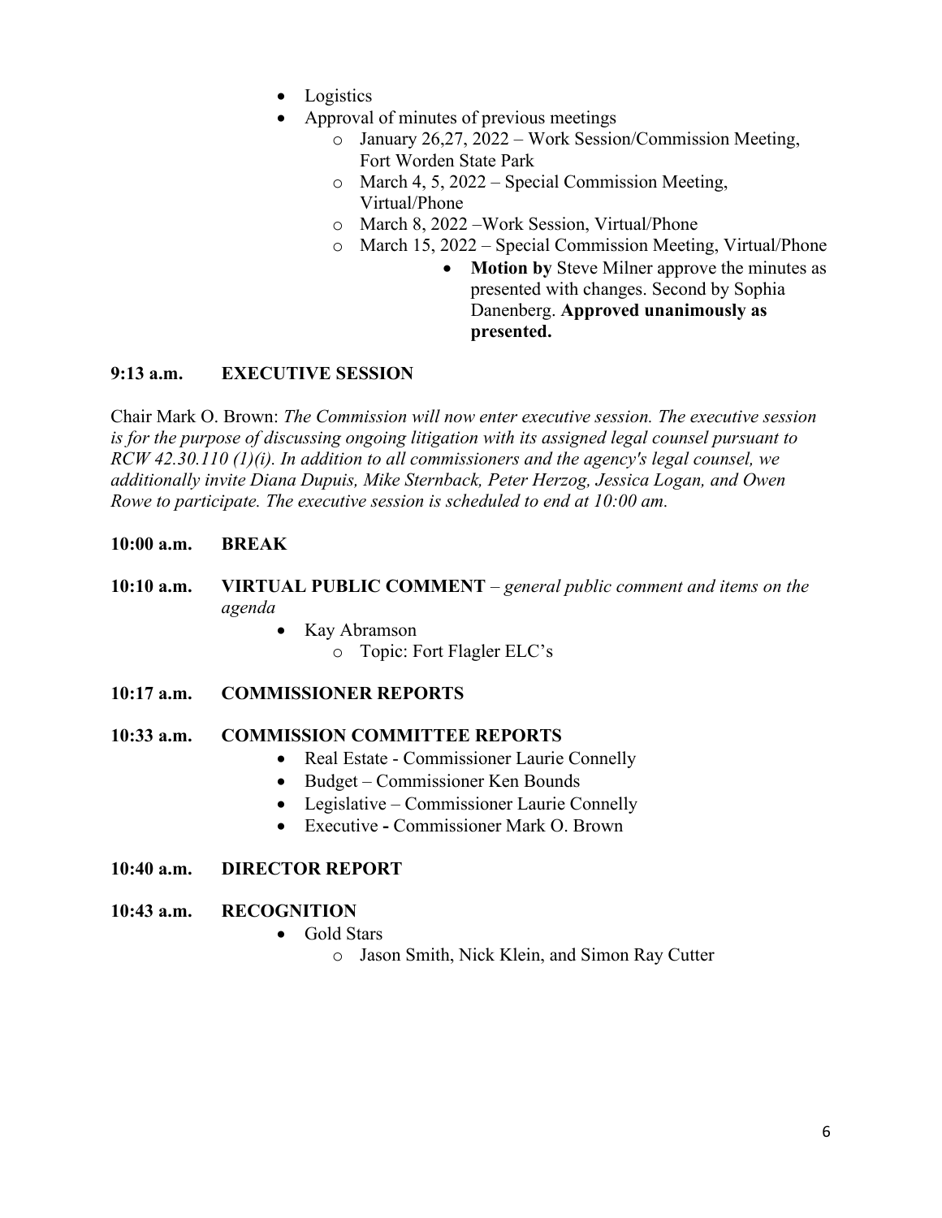- Logistics
- Approval of minutes of previous meetings
    - January 26,27, 2022 – Work Session/Commission Meeting, Fort Worden State Park
    - March 4, 5, 2022 – Special Commission Meeting, Virtual/Phone
    - March 8, 2022 –Work Session, Virtual/Phone
    - March 15, 2022 – Special Commission Meeting, Virtual/Phone
        - **Motion by** Steve Milner approve the minutes as presented with changes. Second by Sophia Danenberg. **Approved unanimously as presented.**

**9:13 a.m. EXECUTIVE SESSION**

Chair Mark O. Brown: *The Commission will now enter executive session. The executive session is for the purpose of discussing ongoing litigation with its assigned legal counsel pursuant to RCW 42.30.110 (1)(i). In addition to all commissioners and the agency's legal counsel, we additionally invite Diana Dupuis, Mike Sternback, Peter Herzog, Jessica Logan, and Owen Rowe to participate. The executive session is scheduled to end at 10:00 am.*

**10:00 a.m. BREAK**

**10:10 a.m. VIRTUAL PUBLIC COMMENT** – *general public comment and items on the agenda*

- Kay Abramson
    - Topic: Fort Flagler ELC's

**10:17 a.m. COMMISSIONER REPORTS**

**10:33 a.m. COMMISSION COMMITTEE REPORTS**

- Real Estate - Commissioner Laurie Connelly
- Budget – Commissioner Ken Bounds
- Legislative – Commissioner Laurie Connelly
- Executive **-** Commissioner Mark O. Brown

**10:40 a.m. DIRECTOR REPORT**

**10:43 a.m. RECOGNITION**

- Gold Stars
    - Jason Smith, Nick Klein, and Simon Ray Cutter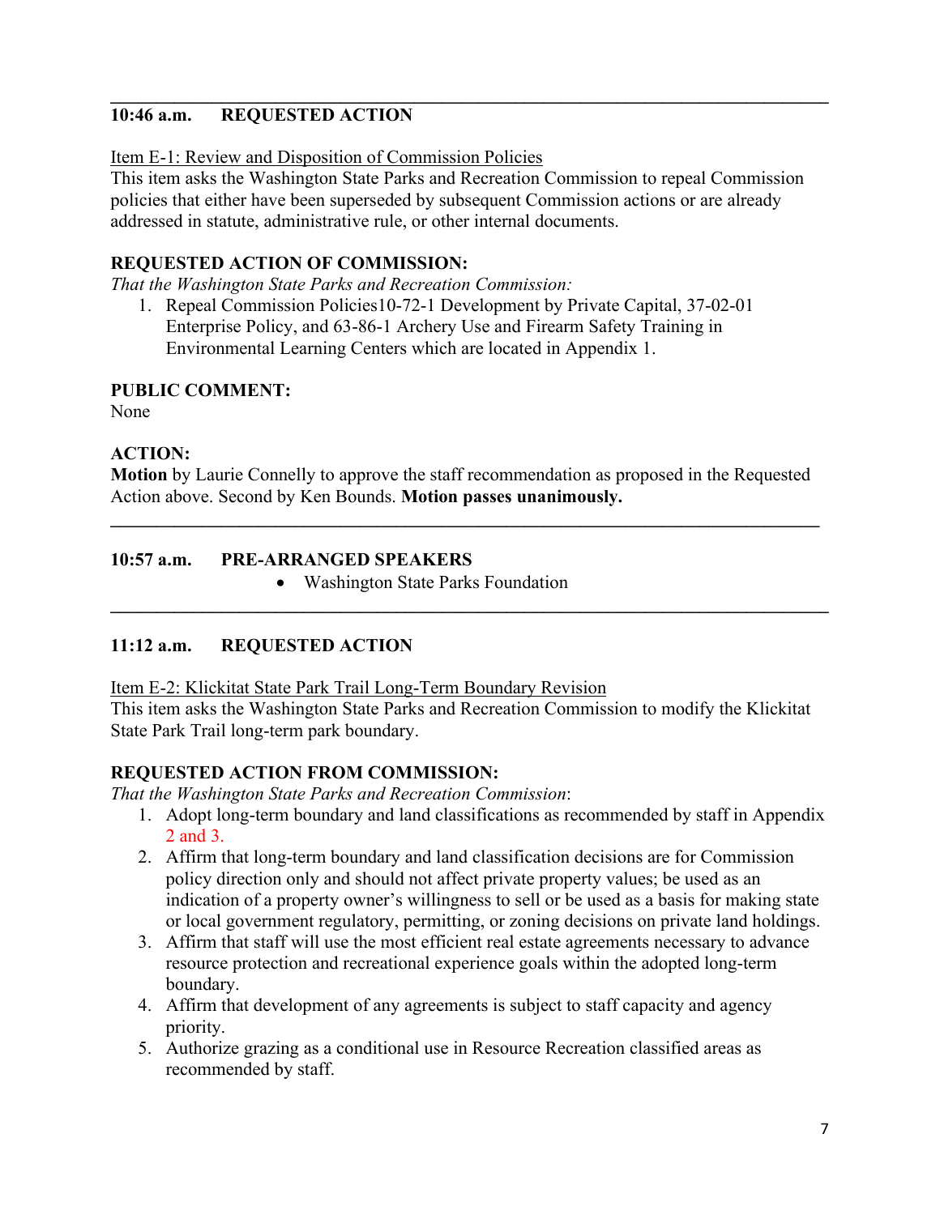---

**10:46 a.m.  REQUESTED ACTION**

Item E-1: Review and Disposition of Commission Policies

This item asks the Washington State Parks and Recreation Commission to repeal Commission policies that either have been superseded by subsequent Commission actions or are already addressed in statute, administrative rule, or other internal documents.

**REQUESTED ACTION OF COMMISSION:**

*That the Washington State Parks and Recreation Commission:*

1. Repeal Commission Policies10-72-1 Development by Private Capital, 37-02-01 Enterprise Policy, and 63-86-1 Archery Use and Firearm Safety Training in Environmental Learning Centers which are located in Appendix 1.

**PUBLIC COMMENT:**

None

**ACTION:**

**Motion** by Laurie Connelly to approve the staff recommendation as proposed in the Requested Action above. Second by Ken Bounds. **Motion passes unanimously.**

---

**10:57 a.m.  PRE-ARRANGED SPEAKERS**

- Washington State Parks Foundation

---

**11:12 a.m.  REQUESTED ACTION**

Item E-2: Klickitat State Park Trail Long-Term Boundary Revision

This item asks the Washington State Parks and Recreation Commission to modify the Klickitat State Park Trail long-term park boundary.

**REQUESTED ACTION FROM COMMISSION:**

*That the Washington State Parks and Recreation Commission*:

1. Adopt long-term boundary and land classifications as recommended by staff in Appendix 2 and 3.
2. Affirm that long-term boundary and land classification decisions are for Commission policy direction only and should not affect private property values; be used as an indication of a property owner's willingness to sell or be used as a basis for making state or local government regulatory, permitting, or zoning decisions on private land holdings.
3. Affirm that staff will use the most efficient real estate agreements necessary to advance resource protection and recreational experience goals within the adopted long-term boundary.
4. Affirm that development of any agreements is subject to staff capacity and agency priority.
5. Authorize grazing as a conditional use in Resource Recreation classified areas as recommended by staff.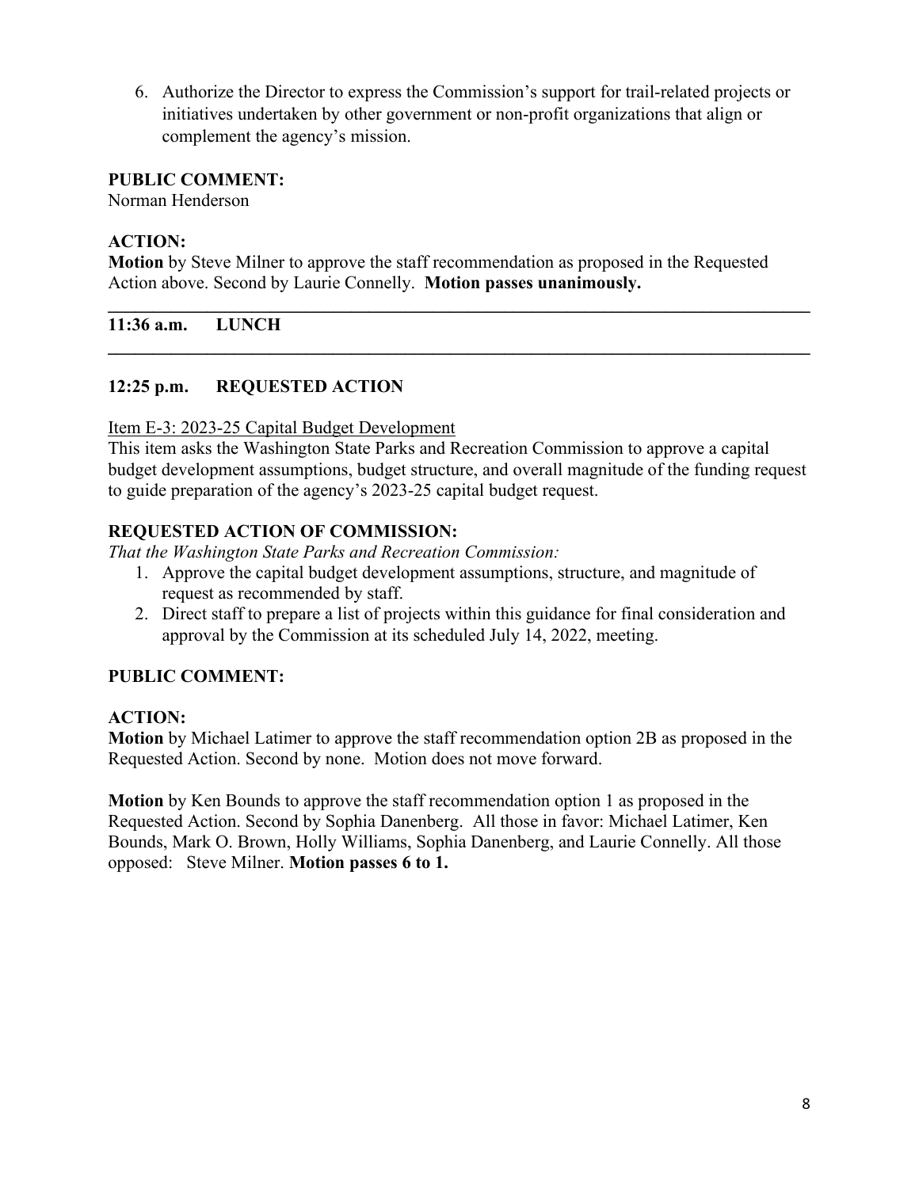6. Authorize the Director to express the Commission's support for trail-related projects or initiatives undertaken by other government or non-profit organizations that align or complement the agency's mission.

**PUBLIC COMMENT:**
Norman Henderson

**ACTION:**
**Motion** by Steve Milner to approve the staff recommendation as proposed in the Requested Action above. Second by Laurie Connelly. **Motion passes unanimously.**

---

**11:36 a.m. LUNCH**

---

**12:25 p.m. REQUESTED ACTION**

Item E-3: 2023-25 Capital Budget Development
This item asks the Washington State Parks and Recreation Commission to approve a capital budget development assumptions, budget structure, and overall magnitude of the funding request to guide preparation of the agency's 2023-25 capital budget request.

**REQUESTED ACTION OF COMMISSION:**
*That the Washington State Parks and Recreation Commission:*

1. Approve the capital budget development assumptions, structure, and magnitude of request as recommended by staff.
2. Direct staff to prepare a list of projects within this guidance for final consideration and approval by the Commission at its scheduled July 14, 2022, meeting.

**PUBLIC COMMENT:**

**ACTION:**
**Motion** by Michael Latimer to approve the staff recommendation option 2B as proposed in the Requested Action. Second by none. Motion does not move forward.

**Motion** by Ken Bounds to approve the staff recommendation option 1 as proposed in the Requested Action. Second by Sophia Danenberg. All those in favor: Michael Latimer, Ken Bounds, Mark O. Brown, Holly Williams, Sophia Danenberg, and Laurie Connelly. All those opposed: Steve Milner. **Motion passes 6 to 1.**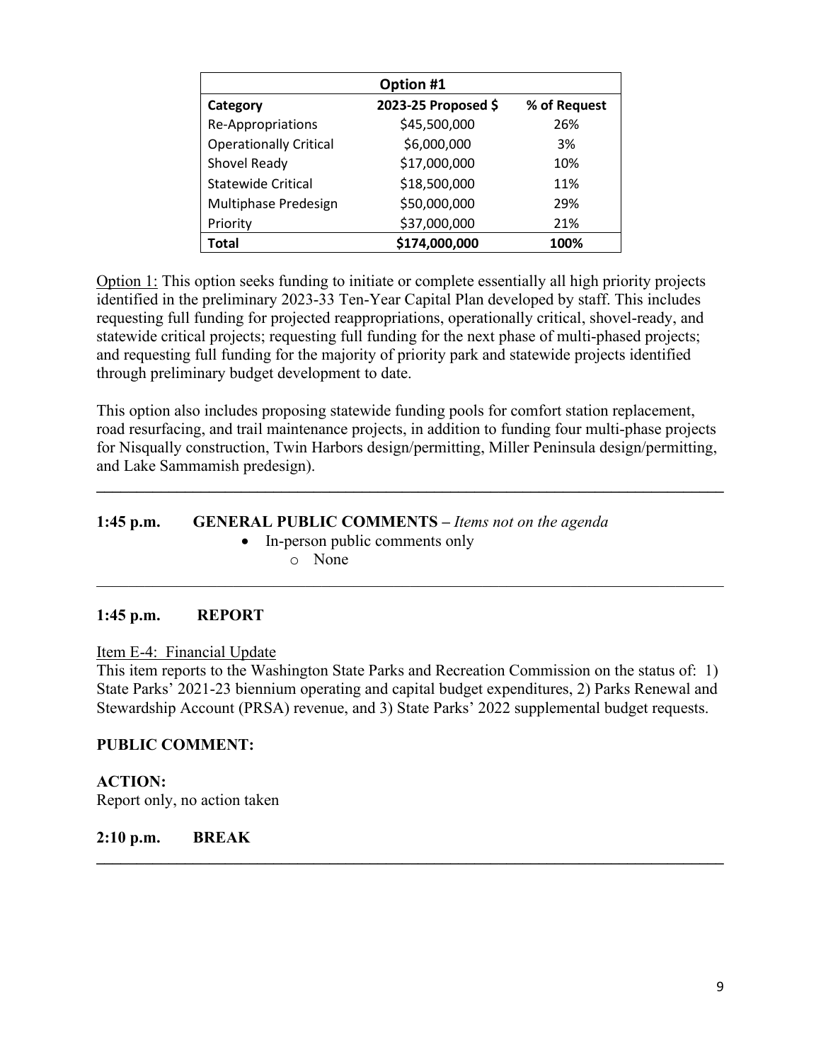| Option #1 | | |
|---|---|---|
| **Category** | **2023-25 Proposed $** | **% of Request** |
| Re-Appropriations | $45,500,000 | 26% |
| Operationally Critical | $6,000,000 | 3% |
| Shovel Ready | $17,000,000 | 10% |
| Statewide Critical | $18,500,000 | 11% |
| Multiphase Predesign | $50,000,000 | 29% |
| Priority | $37,000,000 | 21% |
| **Total** | **$174,000,000** | **100%** |

Option 1: This option seeks funding to initiate or complete essentially all high priority projects identified in the preliminary 2023-33 Ten-Year Capital Plan developed by staff. This includes requesting full funding for projected reappropriations, operationally critical, shovel-ready, and statewide critical projects; requesting full funding for the next phase of multi-phased projects; and requesting full funding for the majority of priority park and statewide projects identified through preliminary budget development to date.

This option also includes proposing statewide funding pools for comfort station replacement, road resurfacing, and trail maintenance projects, in addition to funding four multi-phase projects for Nisqually construction, Twin Harbors design/permitting, Miller Peninsula design/permitting, and Lake Sammamish predesign).

---

**1:45 p.m. GENERAL PUBLIC COMMENTS –** *Items not on the agenda*

- In-person public comments only
  - None

---

**1:45 p.m. REPORT**

Item E-4: Financial Update
This item reports to the Washington State Parks and Recreation Commission on the status of: 1) State Parks' 2021-23 biennium operating and capital budget expenditures, 2) Parks Renewal and Stewardship Account (PRSA) revenue, and 3) State Parks' 2022 supplemental budget requests.

**PUBLIC COMMENT:**

**ACTION:**
Report only, no action taken

**2:10 p.m. BREAK**

---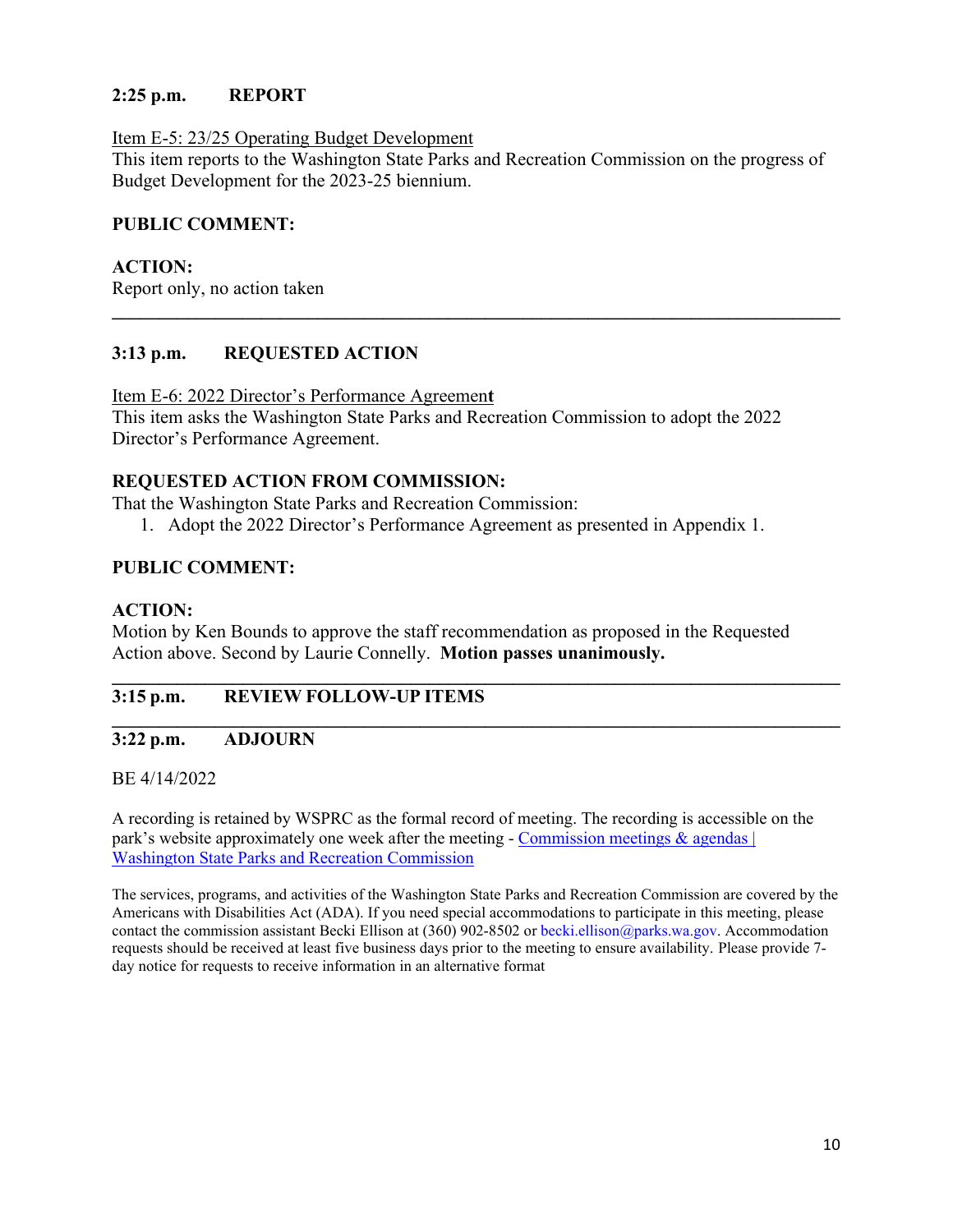**2:25 p.m. REPORT**

Item E-5: 23/25 Operating Budget Development
This item reports to the Washington State Parks and Recreation Commission on the progress of Budget Development for the 2023-25 biennium.

**PUBLIC COMMENT:**

**ACTION:**
Report only, no action taken

---

**3:13 p.m. REQUESTED ACTION**

Item E-6: 2022 Director's Performance Agreement
This item asks the Washington State Parks and Recreation Commission to adopt the 2022 Director's Performance Agreement.

**REQUESTED ACTION FROM COMMISSION:**
That the Washington State Parks and Recreation Commission:

1. Adopt the 2022 Director's Performance Agreement as presented in Appendix 1.

**PUBLIC COMMENT:**

**ACTION:**
Motion by Ken Bounds to approve the staff recommendation as proposed in the Requested Action above. Second by Laurie Connelly. **Motion passes unanimously.**

---

**3:15 p.m. REVIEW FOLLOW-UP ITEMS**

---

**3:22 p.m. ADJOURN**

BE 4/14/2022

A recording is retained by WSPRC as the formal record of meeting. The recording is accessible on the park's website approximately one week after the meeting - Commission meetings & agendas | Washington State Parks and Recreation Commission

The services, programs, and activities of the Washington State Parks and Recreation Commission are covered by the Americans with Disabilities Act (ADA). If you need special accommodations to participate in this meeting, please contact the commission assistant Becki Ellison at (360) 902-8502 or becki.ellison@parks.wa.gov. Accommodation requests should be received at least five business days prior to the meeting to ensure availability. Please provide 7-day notice for requests to receive information in an alternative format